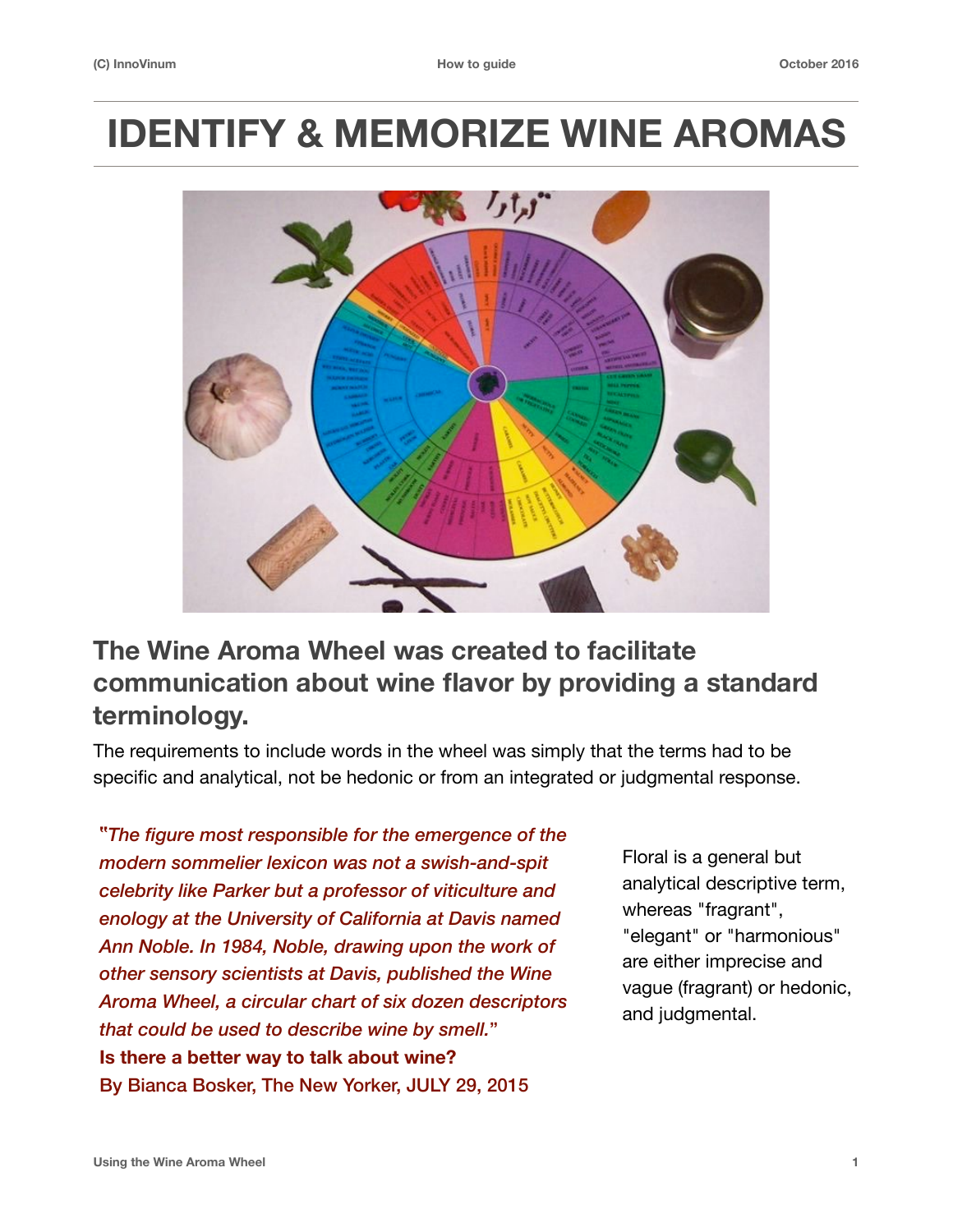# IDENTIFY & MEMORIZE WINE AROMAS

## The Wine Aroma Wheel was created to facilitate communication about wine flavor by providing a standard terminology.

The requirements to include words in the wheel was simply that the terms had to be specific and analytical, not be hedonic or from an integrated or judgmental response.

"*The figure most responsible for the emergence of the modern sommelier lexicon was not a swish-and-spit celebrity like Parker but a professor of viticulture and enology at the University of California at Davis named Ann Noble. In 1984, Noble, drawing upon the work of other sensory scientists at Davis, published the Wine Aroma Wheel, a circular chart of six dozen descriptors that could be used to describe wine by smell.*"
**Is there a better way to talk about wine?**
By Bianca Bosker, The New Yorker, JULY 29, 2015

Floral is a general but analytical descriptive term, whereas "fragrant", "elegant" or "harmonious" are either imprecise and vague (fragrant) or hedonic, and judgmental.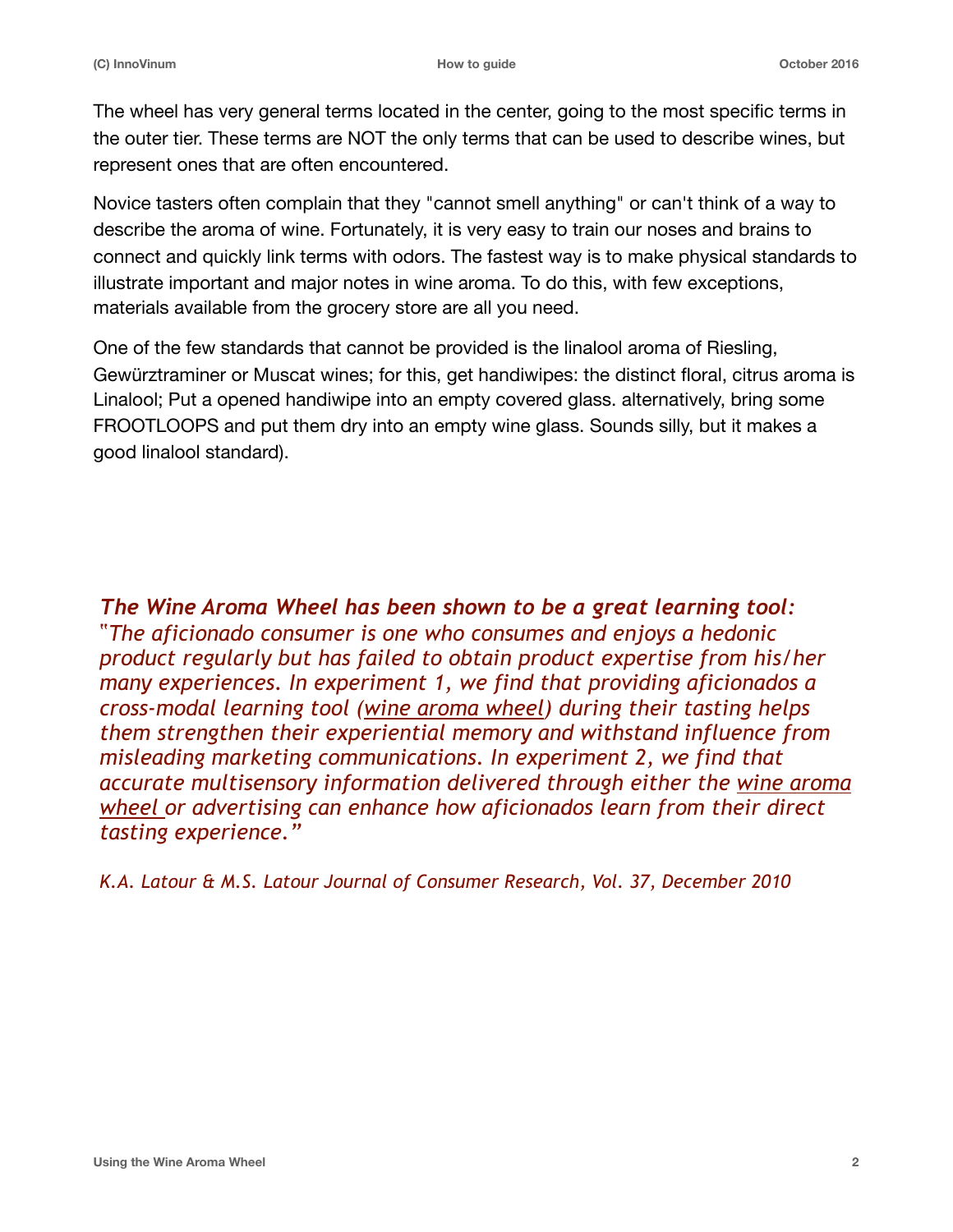The wheel has very general terms located in the center, going to the most specific terms in the outer tier. These terms are NOT the only terms that can be used to describe wines, but represent ones that are often encountered.

Novice tasters often complain that they "cannot smell anything" or can't think of a way to describe the aroma of wine. Fortunately, it is very easy to train our noses and brains to connect and quickly link terms with odors. The fastest way is to make physical standards to illustrate important and major notes in wine aroma. To do this, with few exceptions, materials available from the grocery store are all you need.

One of the few standards that cannot be provided is the linalool aroma of Riesling, Gewürztraminer or Muscat wines; for this, get handiwipes: the distinct floral, citrus aroma is Linalool; Put a opened handiwipe into an empty covered glass. alternatively, bring some FROOTLOOPS and put them dry into an empty wine glass. Sounds silly, but it makes a good linalool standard).

***The Wine Aroma Wheel has been shown to be a great learning tool:***
*"The aficionado consumer is one who consumes and enjoys a hedonic product regularly but has failed to obtain product expertise from his/her many experiences. In experiment 1, we find that providing aficionados a cross-modal learning tool (wine aroma wheel) during their tasting helps them strengthen their experiential memory and withstand influence from misleading marketing communications. In experiment 2, we find that accurate multisensory information delivered through either the wine aroma wheel or advertising can enhance how aficionados learn from their direct tasting experience."*

*K.A. Latour & M.S. Latour Journal of Consumer Research, Vol. 37, December 2010*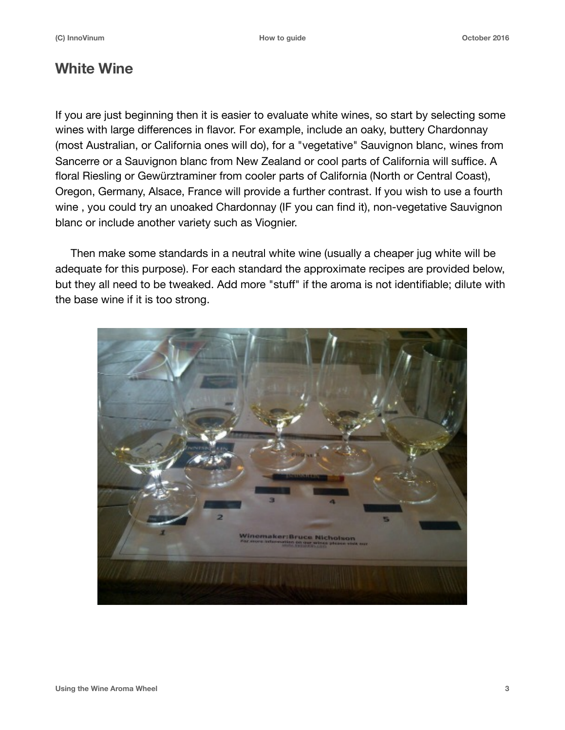## White Wine

If you are just beginning then it is easier to evaluate white wines, so start by selecting some wines with large differences in flavor. For example, include an oaky, buttery Chardonnay (most Australian, or California ones will do), for a "vegetative" Sauvignon blanc, wines from Sancerre or a Sauvignon blanc from New Zealand or cool parts of California will suffice. A floral Riesling or Gewürztraminer from cooler parts of California (North or Central Coast), Oregon, Germany, Alsace, France will provide a further contrast. If you wish to use a fourth wine , you could try an unoaked Chardonnay (IF you can find it), non-vegetative Sauvignon blanc or include another variety such as Viognier.

Then make some standards in a neutral white wine (usually a cheaper jug white will be adequate for this purpose). For each standard the approximate recipes are provided below, but they all need to be tweaked. Add more "stuff" if the aroma is not identifiable; dilute with the base wine if it is too strong.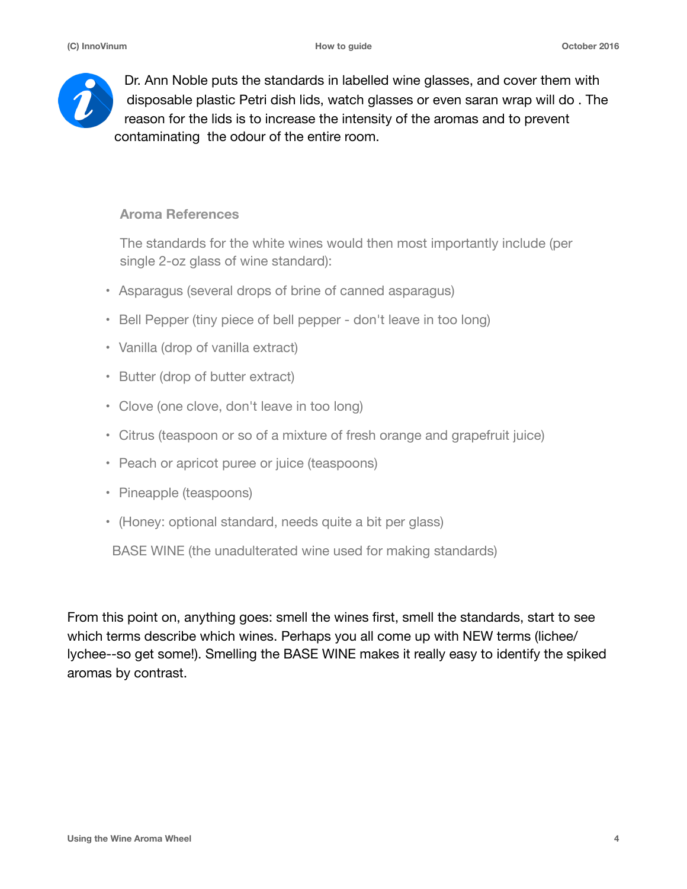Dr. Ann Noble puts the standards in labelled wine glasses, and cover them with disposable plastic Petri dish lids, watch glasses or even saran wrap will do . The reason for the lids is to increase the intensity of the aromas and to prevent contaminating the odour of the entire room.

### Aroma References

The standards for the white wines would then most importantly include (per single 2-oz glass of wine standard):

- Asparagus (several drops of brine of canned asparagus)
- Bell Pepper (tiny piece of bell pepper - don't leave in too long)
- Vanilla (drop of vanilla extract)
- Butter (drop of butter extract)
- Clove (one clove, don't leave in too long)
- Citrus (teaspoon or so of a mixture of fresh orange and grapefruit juice)
- Peach or apricot puree or juice (teaspoons)
- Pineapple (teaspoons)
- (Honey: optional standard, needs quite a bit per glass)

BASE WINE (the unadulterated wine used for making standards)

From this point on, anything goes: smell the wines first, smell the standards, start to see which terms describe which wines. Perhaps you all come up with NEW terms (lichee/lychee--so get some!). Smelling the BASE WINE makes it really easy to identify the spiked aromas by contrast.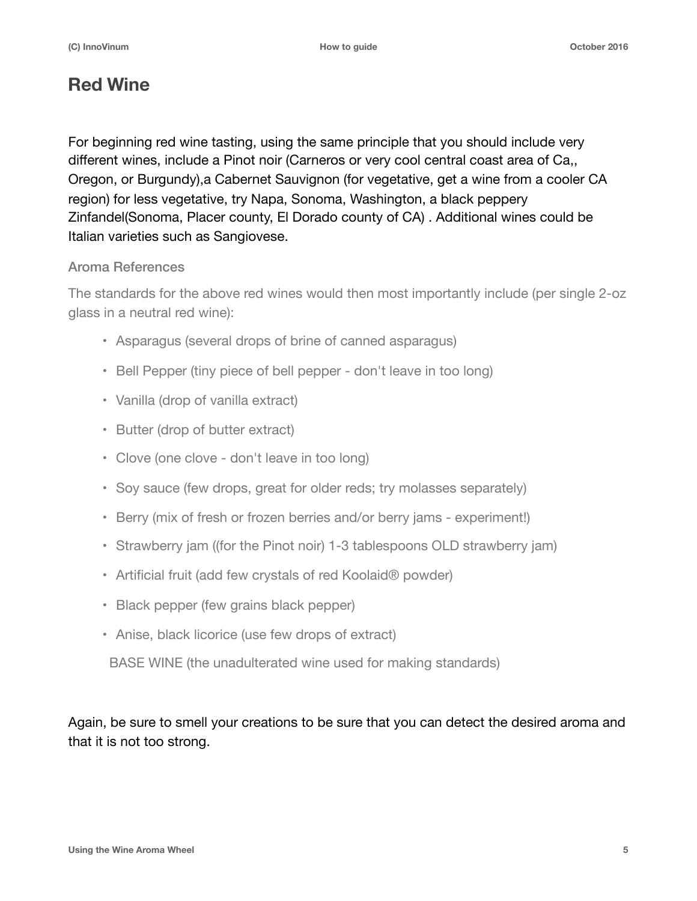# Red Wine

For beginning red wine tasting, using the same principle that you should include very different wines, include a Pinot noir (Carneros or very cool central coast area of Ca,, Oregon, or Burgundy),a Cabernet Sauvignon (for vegetative, get a wine from a cooler CA region) for less vegetative, try Napa, Sonoma, Washington, a black peppery Zinfandel(Sonoma, Placer county, El Dorado county of CA) . Additional wines could be Italian varieties such as Sangiovese.

### Aroma References

The standards for the above red wines would then most importantly include (per single 2-oz glass in a neutral red wine):

- Asparagus (several drops of brine of canned asparagus)
- Bell Pepper (tiny piece of bell pepper - don't leave in too long)
- Vanilla (drop of vanilla extract)
- Butter (drop of butter extract)
- Clove (one clove - don't leave in too long)
- Soy sauce (few drops, great for older reds; try molasses separately)
- Berry (mix of fresh or frozen berries and/or berry jams - experiment!)
- Strawberry jam ((for the Pinot noir) 1-3 tablespoons OLD strawberry jam)
- Artificial fruit (add few crystals of red Koolaid® powder)
- Black pepper (few grains black pepper)
- Anise, black licorice (use few drops of extract)

BASE WINE (the unadulterated wine used for making standards)

Again, be sure to smell your creations to be sure that you can detect the desired aroma and that it is not too strong.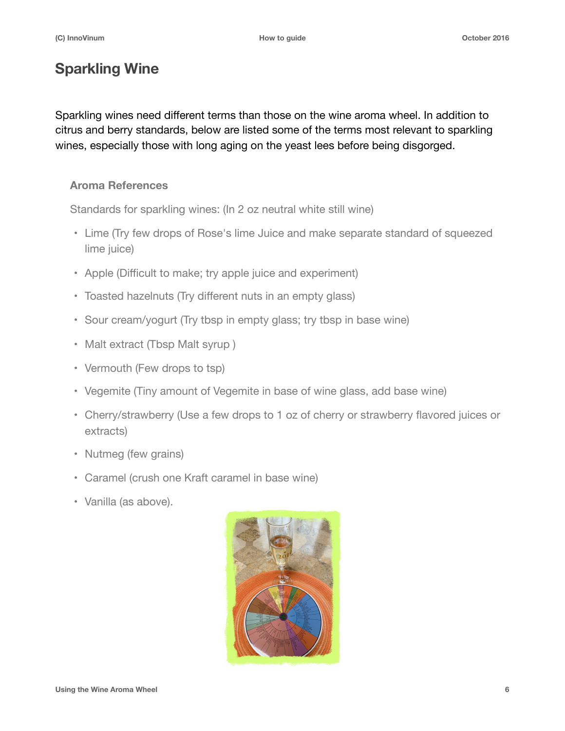# Sparkling Wine

Sparkling wines need different terms than those on the wine aroma wheel. In addition to citrus and berry standards, below are listed some of the terms most relevant to sparkling wines, especially those with long aging on the yeast lees before being disgorged.

### Aroma References

Standards for sparkling wines: (In 2 oz neutral white still wine)

- Lime (Try few drops of Rose's lime Juice and make separate standard of squeezed lime juice)
- Apple (Difficult to make; try apple juice and experiment)
- Toasted hazelnuts (Try different nuts in an empty glass)
- Sour cream/yogurt (Try tbsp in empty glass; try tbsp in base wine)
- Malt extract (Tbsp Malt syrup )
- Vermouth (Few drops to tsp)
- Vegemite (Tiny amount of Vegemite in base of wine glass, add base wine)
- Cherry/strawberry (Use a few drops to 1 oz of cherry or strawberry flavored juices or extracts)
- Nutmeg (few grains)
- Caramel (crush one Kraft caramel in base wine)
- Vanilla (as above).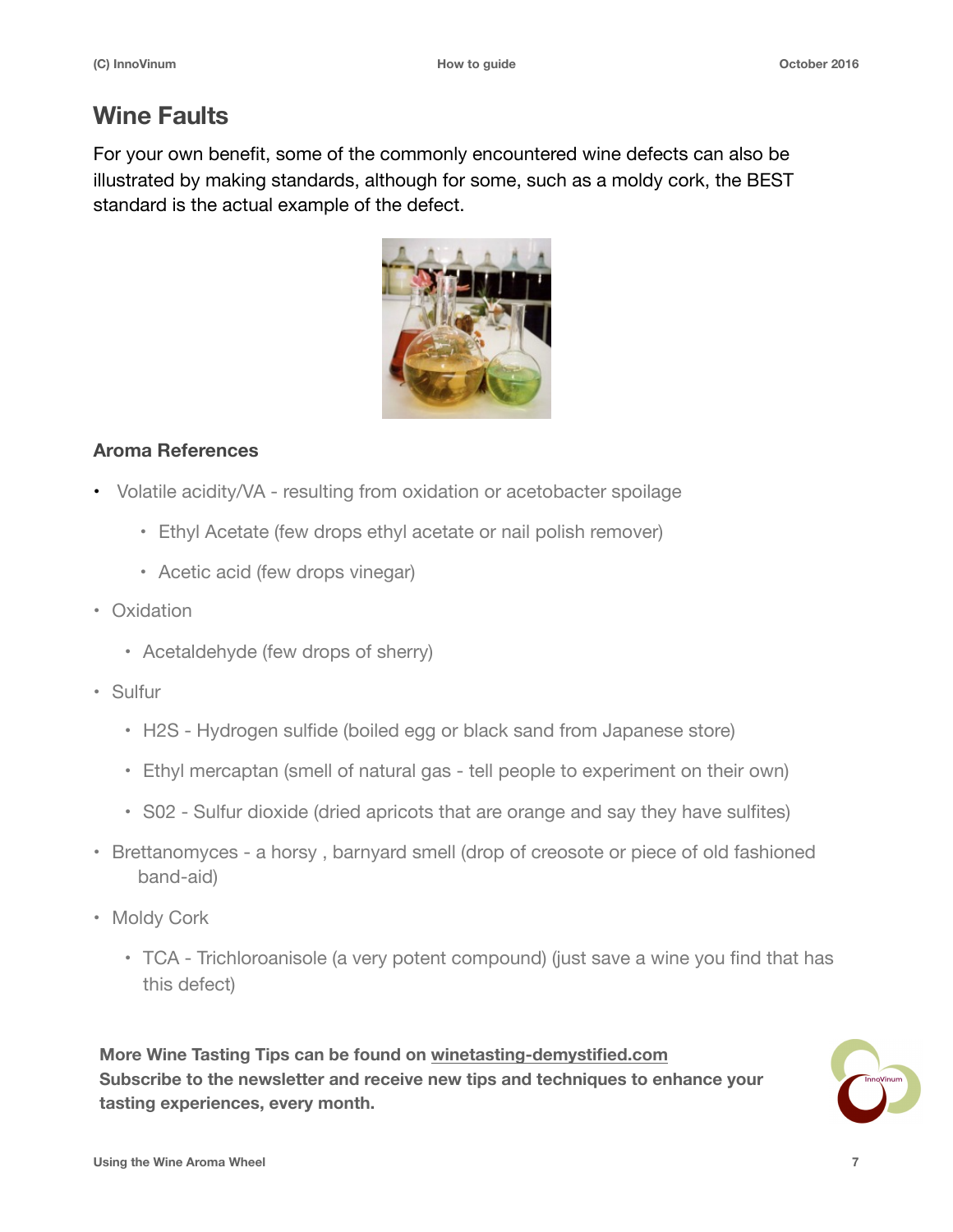# Wine Faults

For your own benefit, some of the commonly encountered wine defects can also be illustrated by making standards, although for some, such as a moldy cork, the BEST standard is the actual example of the defect.

### Aroma References

- Volatile acidity/VA - resulting from oxidation or acetobacter spoilage
    - Ethyl Acetate (few drops ethyl acetate or nail polish remover)
    - Acetic acid (few drops vinegar)
- Oxidation
    - Acetaldehyde (few drops of sherry)
- Sulfur
    - H2S - Hydrogen sulfide (boiled egg or black sand from Japanese store)
    - Ethyl mercaptan (smell of natural gas - tell people to experiment on their own)
    - S02 - Sulfur dioxide (dried apricots that are orange and say they have sulfites)
- Brettanomyces - a horsy , barnyard smell (drop of creosote or piece of old fashioned band-aid)
- Moldy Cork
    - TCA - Trichloroanisole (a very potent compound) (just save a wine you find that has this defect)

**More Wine Tasting Tips can be found on winetasting-demystified.com**
**Subscribe to the newsletter and receive new tips and techniques to enhance your tasting experiences, every month.**